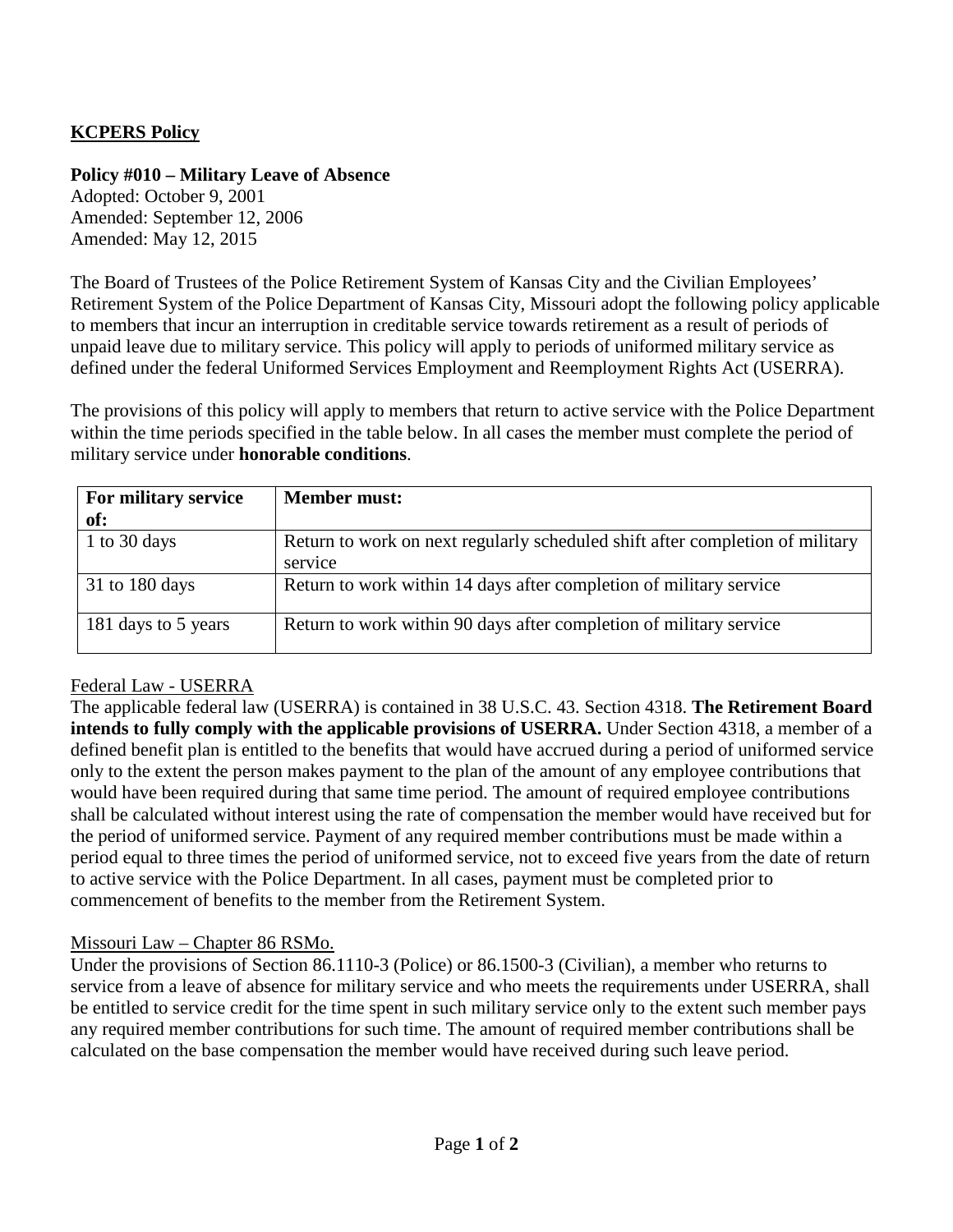**KCPERS Policy**

**Policy #010 – Military Leave of Absence**
Adopted: October 9, 2001
Amended: September 12, 2006
Amended: May 12, 2015

The Board of Trustees of the Police Retirement System of Kansas City and the Civilian Employees' Retirement System of the Police Department of Kansas City, Missouri adopt the following policy applicable to members that incur an interruption in creditable service towards retirement as a result of periods of unpaid leave due to military service. This policy will apply to periods of uniformed military service as defined under the federal Uniformed Services Employment and Reemployment Rights Act (USERRA).

The provisions of this policy will apply to members that return to active service with the Police Department within the time periods specified in the table below. In all cases the member must complete the period of military service under **honorable conditions**.

| For military service of: | Member must: |
|---|---|
| 1 to 30 days | Return to work on next regularly scheduled shift after completion of military service |
| 31 to 180 days | Return to work within 14 days after completion of military service |
| 181 days to 5 years | Return to work within 90 days after completion of military service |

Federal Law - USERRA

The applicable federal law (USERRA) is contained in 38 U.S.C. 43. Section 4318. **The Retirement Board intends to fully comply with the applicable provisions of USERRA.** Under Section 4318, a member of a defined benefit plan is entitled to the benefits that would have accrued during a period of uniformed service only to the extent the person makes payment to the plan of the amount of any employee contributions that would have been required during that same time period. The amount of required employee contributions shall be calculated without interest using the rate of compensation the member would have received but for the period of uniformed service. Payment of any required member contributions must be made within a period equal to three times the period of uniformed service, not to exceed five years from the date of return to active service with the Police Department. In all cases, payment must be completed prior to commencement of benefits to the member from the Retirement System.

Missouri Law – Chapter 86 RSMo.

Under the provisions of Section 86.1110-3 (Police) or 86.1500-3 (Civilian), a member who returns to service from a leave of absence for military service and who meets the requirements under USERRA, shall be entitled to service credit for the time spent in such military service only to the extent such member pays any required member contributions for such time. The amount of required member contributions shall be calculated on the base compensation the member would have received during such leave period.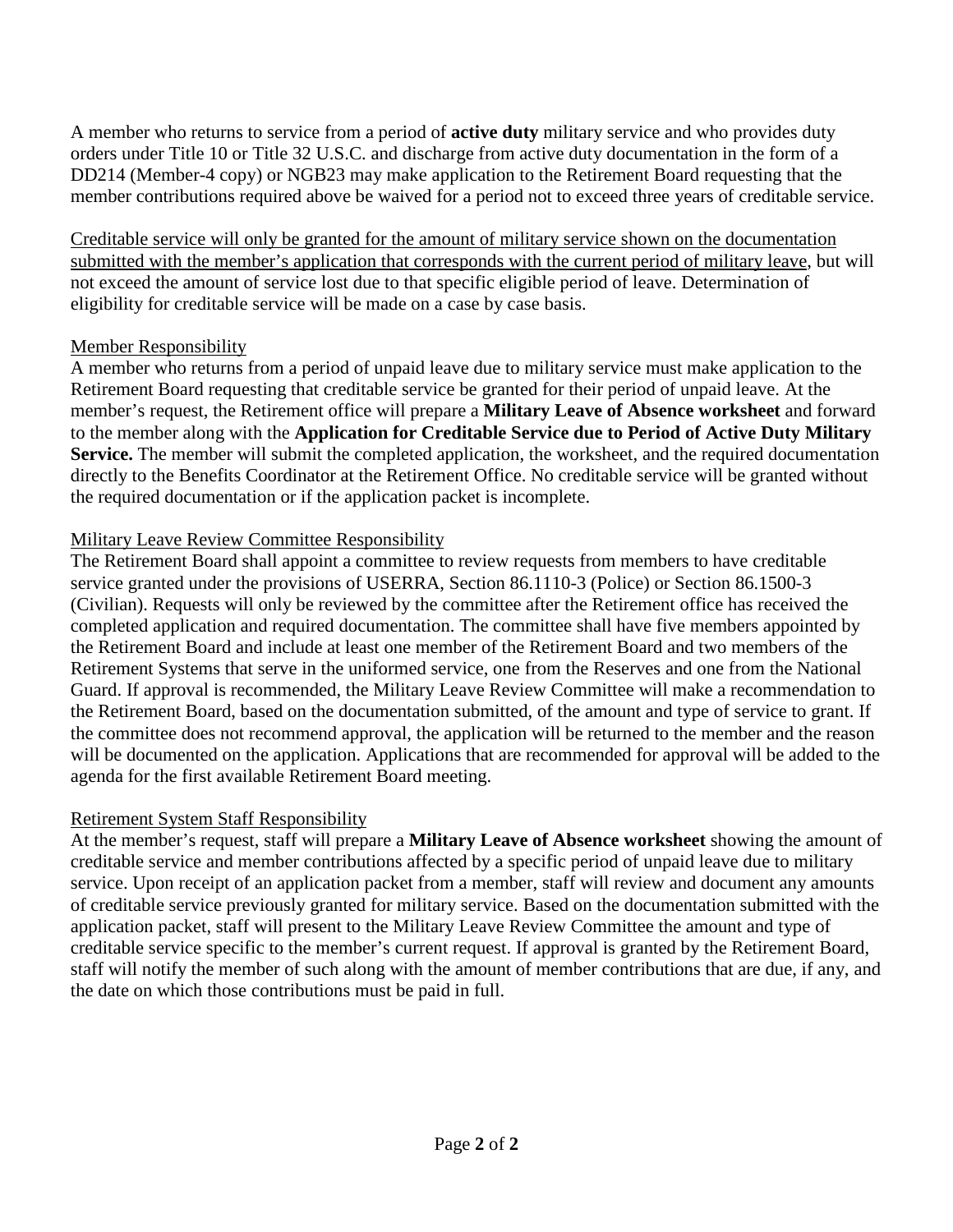A member who returns to service from a period of **active duty** military service and who provides duty orders under Title 10 or Title 32 U.S.C. and discharge from active duty documentation in the form of a DD214 (Member-4 copy) or NGB23 may make application to the Retirement Board requesting that the member contributions required above be waived for a period not to exceed three years of creditable service.

<u>Creditable service will only be granted for the amount of military service shown on the documentation submitted with the member's application that corresponds with the current period of military leave</u>, but will not exceed the amount of service lost due to that specific eligible period of leave. Determination of eligibility for creditable service will be made on a case by case basis.

<u>Member Responsibility</u>

A member who returns from a period of unpaid leave due to military service must make application to the Retirement Board requesting that creditable service be granted for their period of unpaid leave. At the member's request, the Retirement office will prepare a **Military Leave of Absence worksheet** and forward to the member along with the **Application for Creditable Service due to Period of Active Duty Military Service.** The member will submit the completed application, the worksheet, and the required documentation directly to the Benefits Coordinator at the Retirement Office. No creditable service will be granted without the required documentation or if the application packet is incomplete.

<u>Military Leave Review Committee Responsibility</u>

The Retirement Board shall appoint a committee to review requests from members to have creditable service granted under the provisions of USERRA, Section 86.1110-3 (Police) or Section 86.1500-3 (Civilian). Requests will only be reviewed by the committee after the Retirement office has received the completed application and required documentation. The committee shall have five members appointed by the Retirement Board and include at least one member of the Retirement Board and two members of the Retirement Systems that serve in the uniformed service, one from the Reserves and one from the National Guard. If approval is recommended, the Military Leave Review Committee will make a recommendation to the Retirement Board, based on the documentation submitted, of the amount and type of service to grant. If the committee does not recommend approval, the application will be returned to the member and the reason will be documented on the application. Applications that are recommended for approval will be added to the agenda for the first available Retirement Board meeting.

<u>Retirement System Staff Responsibility</u>

At the member's request, staff will prepare a **Military Leave of Absence worksheet** showing the amount of creditable service and member contributions affected by a specific period of unpaid leave due to military service. Upon receipt of an application packet from a member, staff will review and document any amounts of creditable service previously granted for military service. Based on the documentation submitted with the application packet, staff will present to the Military Leave Review Committee the amount and type of creditable service specific to the member's current request. If approval is granted by the Retirement Board, staff will notify the member of such along with the amount of member contributions that are due, if any, and the date on which those contributions must be paid in full.